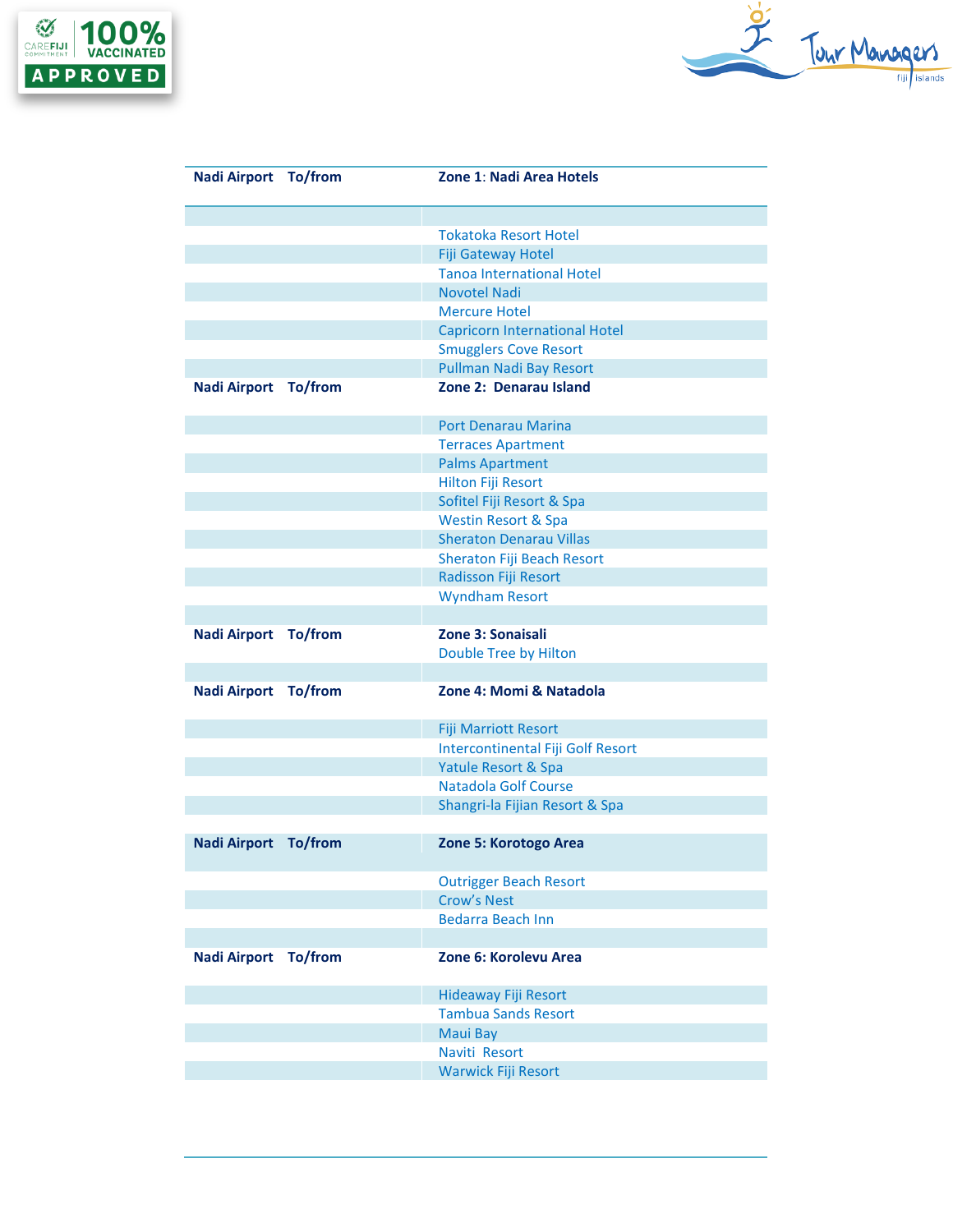| Nadi Airport To/from | Zone 1: Nadi Area Hotels |
|---|---|
| | |
| | Tokatoka Resort Hotel |
| | Fiji Gateway Hotel |
| | Tanoa International Hotel |
| | Novotel Nadi |
| | Mercure Hotel |
| | Capricorn International Hotel |
| | Smugglers Cove Resort |
| | Pullman Nadi Bay Resort |
| **Nadi Airport To/from** | **Zone 2: Denarau Island** |
| | Port Denarau Marina |
| | Terraces Apartment |
| | Palms Apartment |
| | Hilton Fiji Resort |
| | Sofitel Fiji Resort & Spa |
| | Westin Resort & Spa |
| | Sheraton Denarau Villas |
| | Sheraton Fiji Beach Resort |
| | Radisson Fiji Resort |
| | Wyndham Resort |
| | |
| **Nadi Airport To/from** | **Zone 3: Sonaisali** |
| | Double Tree by Hilton |
| | |
| **Nadi Airport To/from** | **Zone 4: Momi & Natadola** |
| | Fiji Marriott Resort |
| | Intercontinental Fiji Golf Resort |
| | Yatule Resort & Spa |
| | Natadola Golf Course |
| | Shangri-la Fijian Resort & Spa |
| | |
| **Nadi Airport To/from** | **Zone 5: Korotogo Area** |
| | Outrigger Beach Resort |
| | Crow's Nest |
| | Bedarra Beach Inn |
| | |
| **Nadi Airport To/from** | **Zone 6: Korolevu Area** |
| | Hideaway Fiji Resort |
| | Tambua Sands Resort |
| | Maui Bay |
| | Naviti Resort |
| | Warwick Fiji Resort |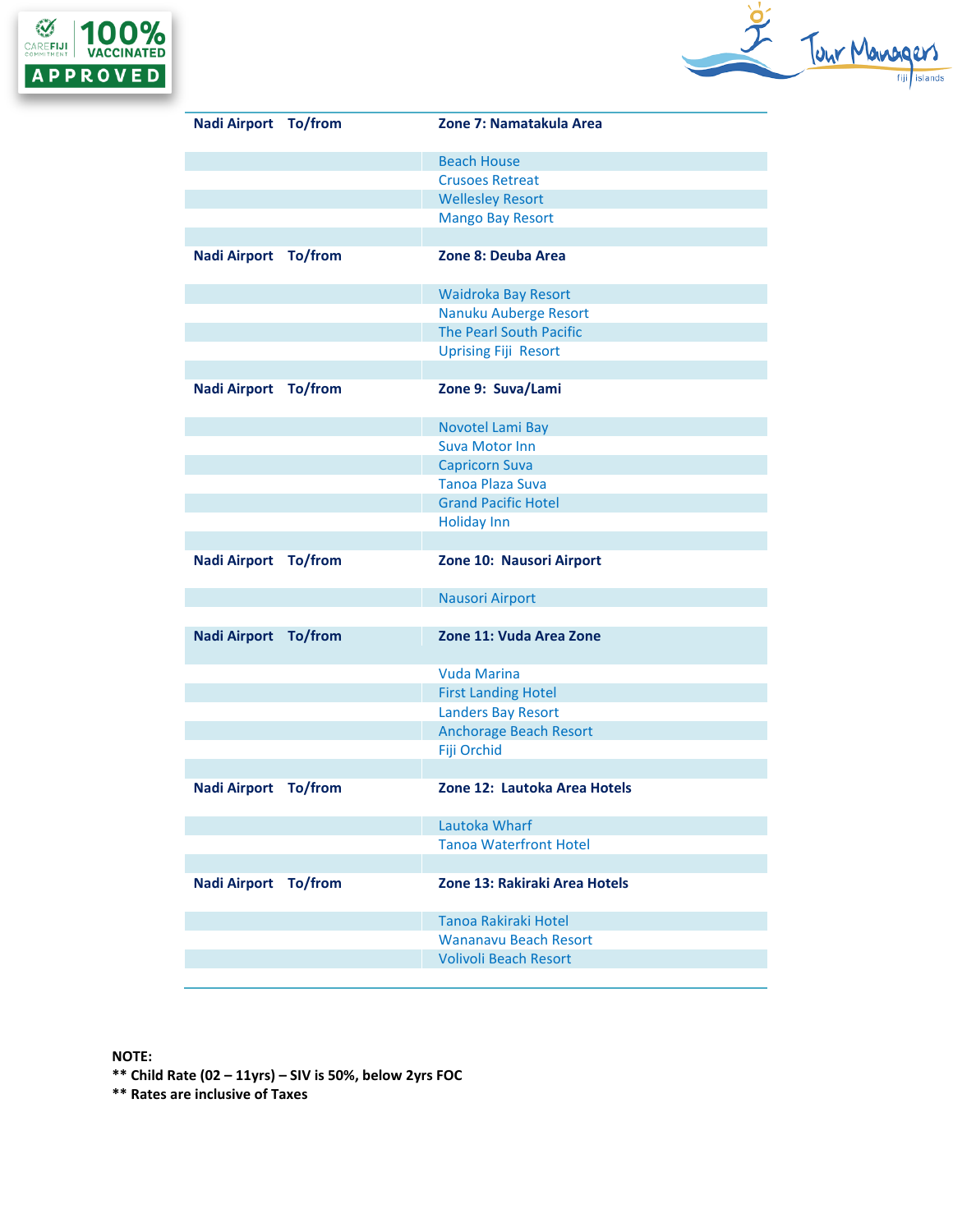| | | |
|---|---|---|
| **Nadi Airport** | **To/from** | **Zone 7: Namatakula Area** |
| | | Beach House |
| | | Crusoes Retreat |
| | | Wellesley Resort |
| | | Mango Bay Resort |
| **Nadi Airport** | **To/from** | **Zone 8: Deuba Area** |
| | | Waidroka Bay Resort |
| | | Nanuku Auberge Resort |
| | | The Pearl South Pacific |
| | | Uprising Fiji Resort |
| **Nadi Airport** | **To/from** | **Zone 9: Suva/Lami** |
| | | Novotel Lami Bay |
| | | Suva Motor Inn |
| | | Capricorn Suva |
| | | Tanoa Plaza Suva |
| | | Grand Pacific Hotel |
| | | Holiday Inn |
| **Nadi Airport** | **To/from** | **Zone 10: Nausori Airport** |
| | | Nausori Airport |
| **Nadi Airport** | **To/from** | **Zone 11: Vuda Area Zone** |
| | | Vuda Marina |
| | | First Landing Hotel |
| | | Landers Bay Resort |
| | | Anchorage Beach Resort |
| | | Fiji Orchid |
| **Nadi Airport** | **To/from** | **Zone 12: Lautoka Area Hotels** |
| | | Lautoka Wharf |
| | | Tanoa Waterfront Hotel |
| **Nadi Airport** | **To/from** | **Zone 13: Rakiraki Area Hotels** |
| | | Tanoa Rakiraki Hotel |
| | | Wananavu Beach Resort |
| | | Volivoli Beach Resort |

**NOTE:**
**** Child Rate (02 – 11yrs) – SIV is 50%, below 2yrs FOC**
**** Rates are inclusive of Taxes**